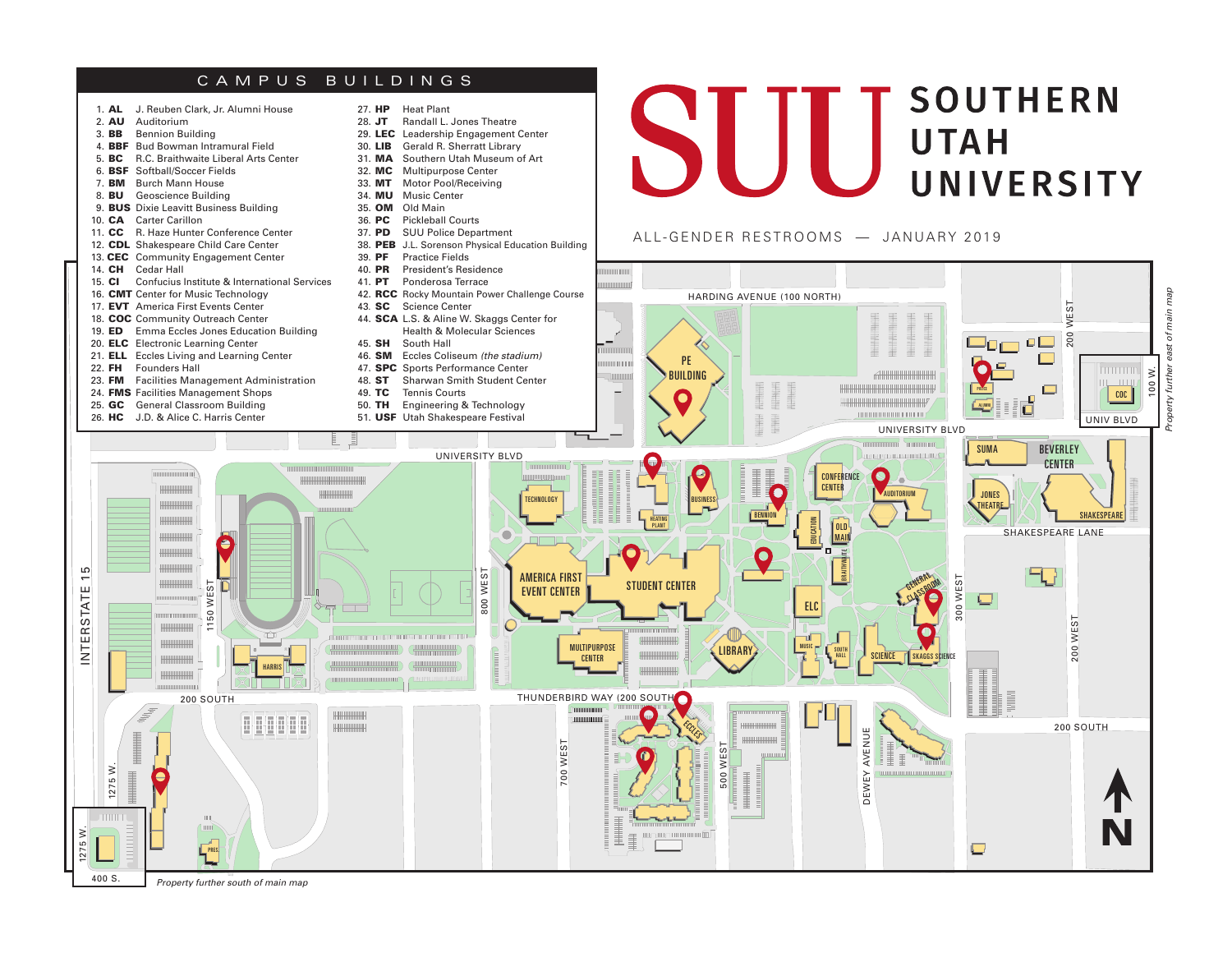# SUU SOUTHERN UTAH UNIVERSITY

ALL-GENDER RESTROOMS — JANUARY 2019

## CAMPUS BUILDINGS

1. **AL** J. Reuben Clark, Jr. Alumni House
2. **AU** Auditorium
3. **BB** Bennion Building
4. **BBF** Bud Bowman Intramural Field
5. **BC** R.C. Braithwaite Liberal Arts Center
6. **BSF** Softball/Soccer Fields
7. **BM** Burch Mann House
8. **BU** Geoscience Building
9. **BUS** Dixie Leavitt Business Building
10. **CA** Carter Carillon
11. **CC** R. Haze Hunter Conference Center
12. **CDL** Shakespeare Child Care Center
13. **CEC** Community Engagement Center
14. **CH** Cedar Hall
15. **CI** Confucius Institute & International Services
16. **CMT** Center for Music Technology
17. **EVT** America First Events Center
18. **COC** Community Outreach Center
19. **ED** Emma Eccles Jones Education Building
20. **ELC** Electronic Learning Center
21. **ELL** Eccles Living and Learning Center
22. **FH** Founders Hall
23. **FM** Facilities Management Administration
24. **FMS** Facilities Management Shops
25. **GC** General Classroom Building
26. **HC** J.D. & Alice C. Harris Center
27. **HP** Heat Plant
28. **JT** Randall L. Jones Theatre
29. **LEC** Leadership Engagement Center
30. **LIB** Gerald R. Sherratt Library
31. **MA** Southern Utah Museum of Art
32. **MC** Multipurpose Center
33. **MT** Motor Pool/Receiving
34. **MU** Music Center
35. **OM** Old Main
36. **PC** Pickleball Courts
37. **PD** SUU Police Department
38. **PEB** J.L. Sorenson Physical Education Building
39. **PF** Practice Fields
40. **PR** President's Residence
41. **PT** Ponderosa Terrace
42. **RCC** Rocky Mountain Power Challenge Course
43. **SC** Science Center
44. **SCA** L.S. & Aline W. Skaggs Center for Health & Molecular Sciences
45. **SH** South Hall
46. **SM** Eccles Coliseum *(the stadium)*
47. **SPC** Sports Performance Center
48. **ST** Sharwan Smith Student Center
49. **TC** Tennis Courts
50. **TH** Engineering & Technology
51. **USF** Utah Shakespeare Festival

*Property further east of main map*

*Property further south of main map*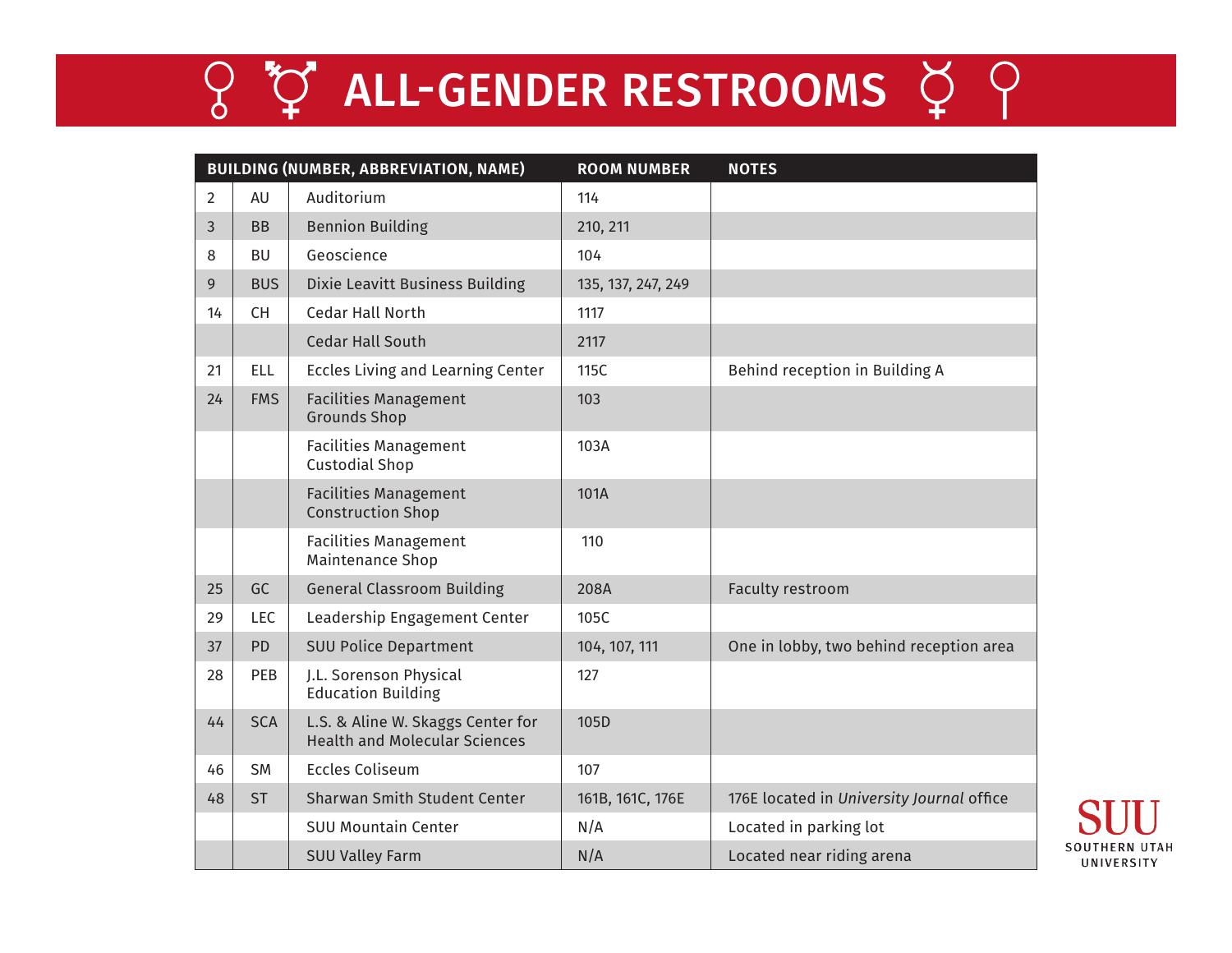# ALL-GENDER RESTROOMS

| BUILDING (NUMBER, ABBREVIATION, NAME) | | | ROOM NUMBER | NOTES |
|---|---|---|---|---|
| 2 | AU | Auditorium | 114 | |
| 3 | BB | Bennion Building | 210, 211 | |
| 8 | BU | Geoscience | 104 | |
| 9 | BUS | Dixie Leavitt Business Building | 135, 137, 247, 249 | |
| 14 | CH | Cedar Hall North | 1117 | |
| | | Cedar Hall South | 2117 | |
| 21 | ELL | Eccles Living and Learning Center | 115C | Behind reception in Building A |
| 24 | FMS | Facilities Management Grounds Shop | 103 | |
| | | Facilities Management Custodial Shop | 103A | |
| | | Facilities Management Construction Shop | 101A | |
| | | Facilities Management Maintenance Shop | 110 | |
| 25 | GC | General Classroom Building | 208A | Faculty restroom |
| 29 | LEC | Leadership Engagement Center | 105C | |
| 37 | PD | SUU Police Department | 104, 107, 111 | One in lobby, two behind reception area |
| 28 | PEB | J.L. Sorenson Physical Education Building | 127 | |
| 44 | SCA | L.S. & Aline W. Skaggs Center for Health and Molecular Sciences | 105D | |
| 46 | SM | Eccles Coliseum | 107 | |
| 48 | ST | Sharwan Smith Student Center | 161B, 161C, 176E | 176E located in *University Journal* office |
| | | SUU Mountain Center | N/A | Located in parking lot |
| | | SUU Valley Farm | N/A | Located near riding arena |

SUU
SOUTHERN UTAH UNIVERSITY